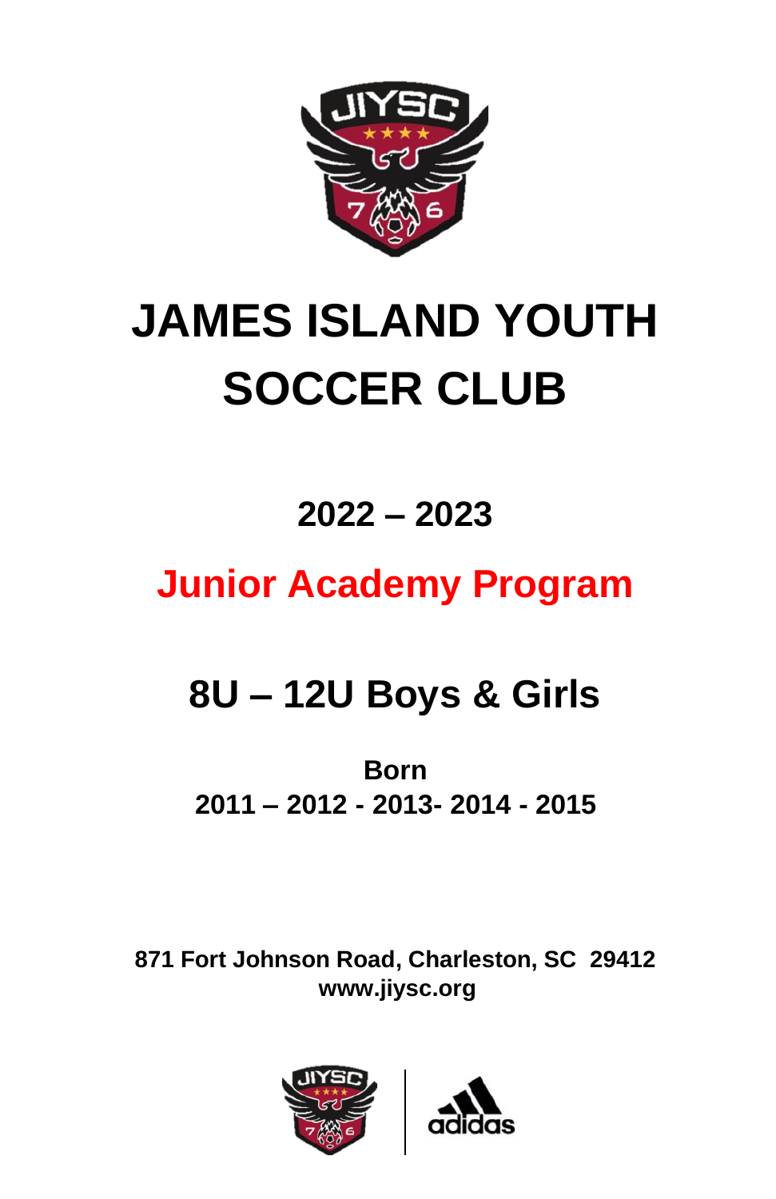# JAMES ISLAND YOUTH SOCCER CLUB

## 2022 – 2023

## Junior Academy Program

## 8U – 12U Boys & Girls

**Born**
**2011 – 2012 - 2013- 2014 - 2015**

**871 Fort Johnson Road, Charleston, SC 29412**
**www.jiysc.org**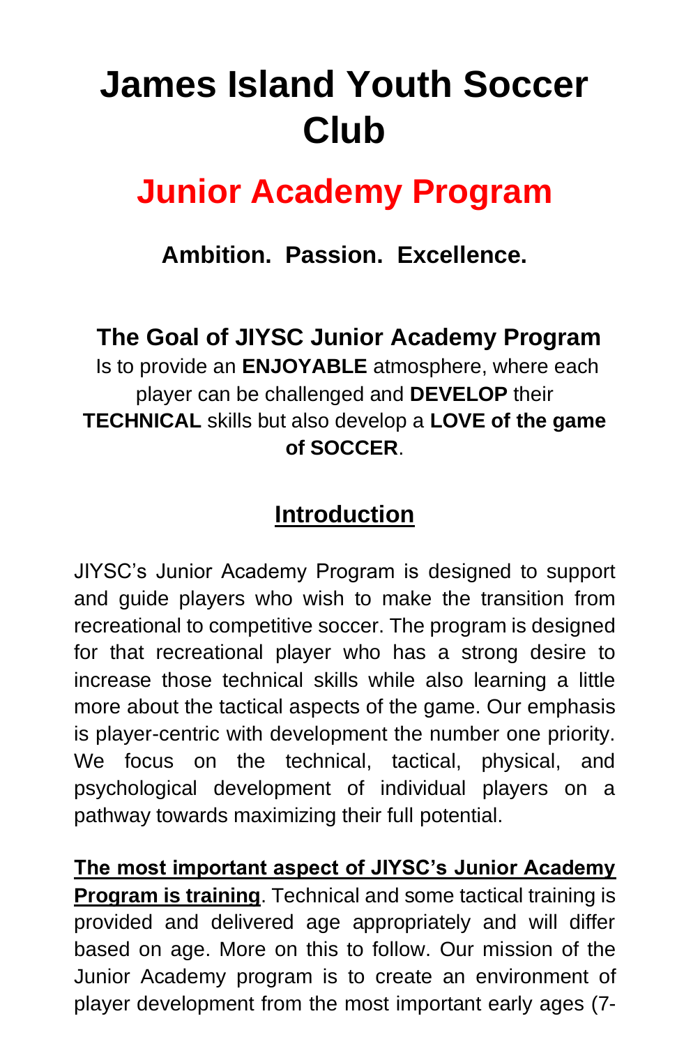# James Island Youth Soccer Club

## Junior Academy Program

### Ambition. Passion. Excellence.

### The Goal of JIYSC Junior Academy Program

Is to provide an **ENJOYABLE** atmosphere, where each player can be challenged and **DEVELOP** their **TECHNICAL** skills but also develop a **LOVE of the game of SOCCER**.

## Introduction

JIYSC's Junior Academy Program is designed to support and guide players who wish to make the transition from recreational to competitive soccer. The program is designed for that recreational player who has a strong desire to increase those technical skills while also learning a little more about the tactical aspects of the game. Our emphasis is player-centric with development the number one priority. We focus on the technical, tactical, physical, and psychological development of individual players on a pathway towards maximizing their full potential.

**The most important aspect of JIYSC's Junior Academy Program is training**. Technical and some tactical training is provided and delivered age appropriately and will differ based on age. More on this to follow. Our mission of the Junior Academy program is to create an environment of player development from the most important early ages (7-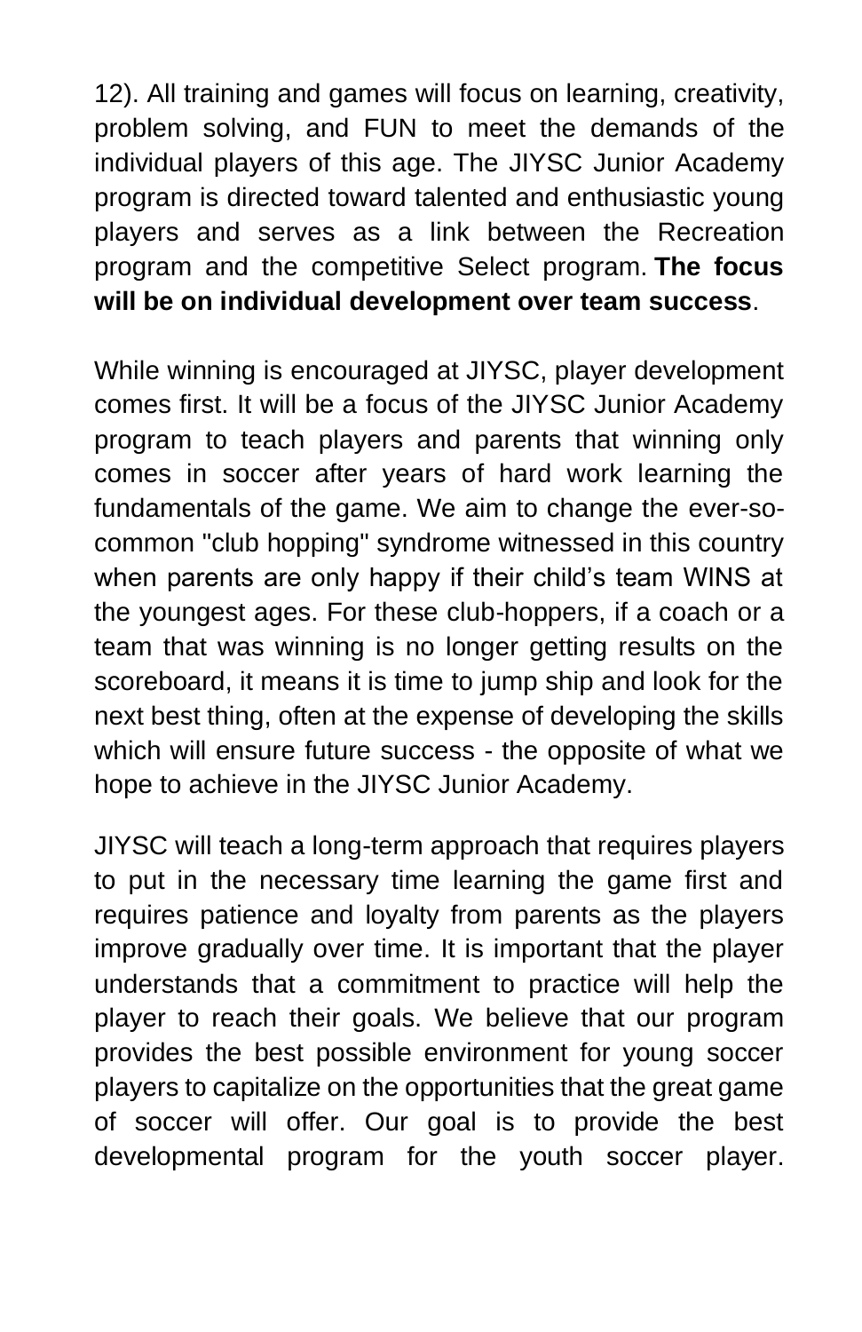12). All training and games will focus on learning, creativity, problem solving, and FUN to meet the demands of the individual players of this age. The JIYSC Junior Academy program is directed toward talented and enthusiastic young players and serves as a link between the Recreation program and the competitive Select program. **The focus will be on individual development over team success**.

While winning is encouraged at JIYSC, player development comes first. It will be a focus of the JIYSC Junior Academy program to teach players and parents that winning only comes in soccer after years of hard work learning the fundamentals of the game. We aim to change the ever-so-common "club hopping" syndrome witnessed in this country when parents are only happy if their child's team WINS at the youngest ages. For these club-hoppers, if a coach or a team that was winning is no longer getting results on the scoreboard, it means it is time to jump ship and look for the next best thing, often at the expense of developing the skills which will ensure future success - the opposite of what we hope to achieve in the JIYSC Junior Academy.

JIYSC will teach a long-term approach that requires players to put in the necessary time learning the game first and requires patience and loyalty from parents as the players improve gradually over time. It is important that the player understands that a commitment to practice will help the player to reach their goals. We believe that our program provides the best possible environment for young soccer players to capitalize on the opportunities that the great game of soccer will offer. Our goal is to provide the best developmental program for the youth soccer player.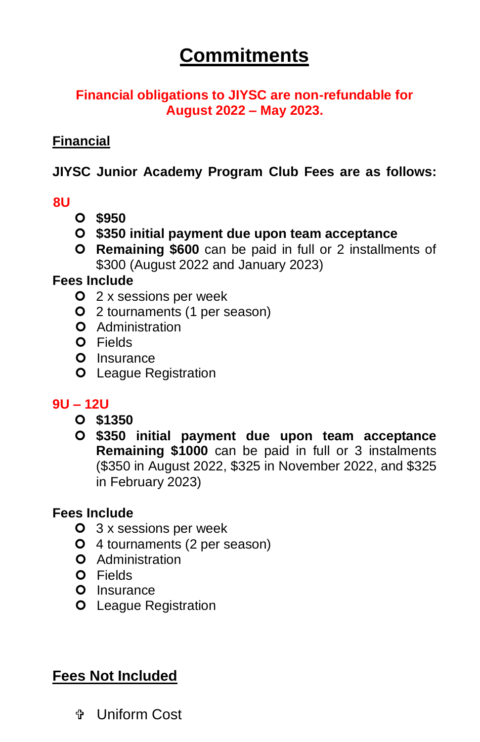# Commitments

**Financial obligations to JIYSC are non-refundable for August 2022 – May 2023.**

## Financial

**JIYSC Junior Academy Program Club Fees are as follows:**

**8U**

- **$950**
- **$350 initial payment due upon team acceptance**
- **Remaining $600** can be paid in full or 2 installments of $300 (August 2022 and January 2023)

**Fees Include**

- 2 x sessions per week
- 2 tournaments (1 per season)
- Administration
- Fields
- Insurance
- League Registration

**9U – 12U**

- **$1350**
- **$350 initial payment due upon team acceptance Remaining $1000** can be paid in full or 3 instalments ($350 in August 2022, $325 in November 2022, and $325 in February 2023)

**Fees Include**

- 3 x sessions per week
- 4 tournaments (2 per season)
- Administration
- Fields
- Insurance
- League Registration

## Fees Not Included

- Uniform Cost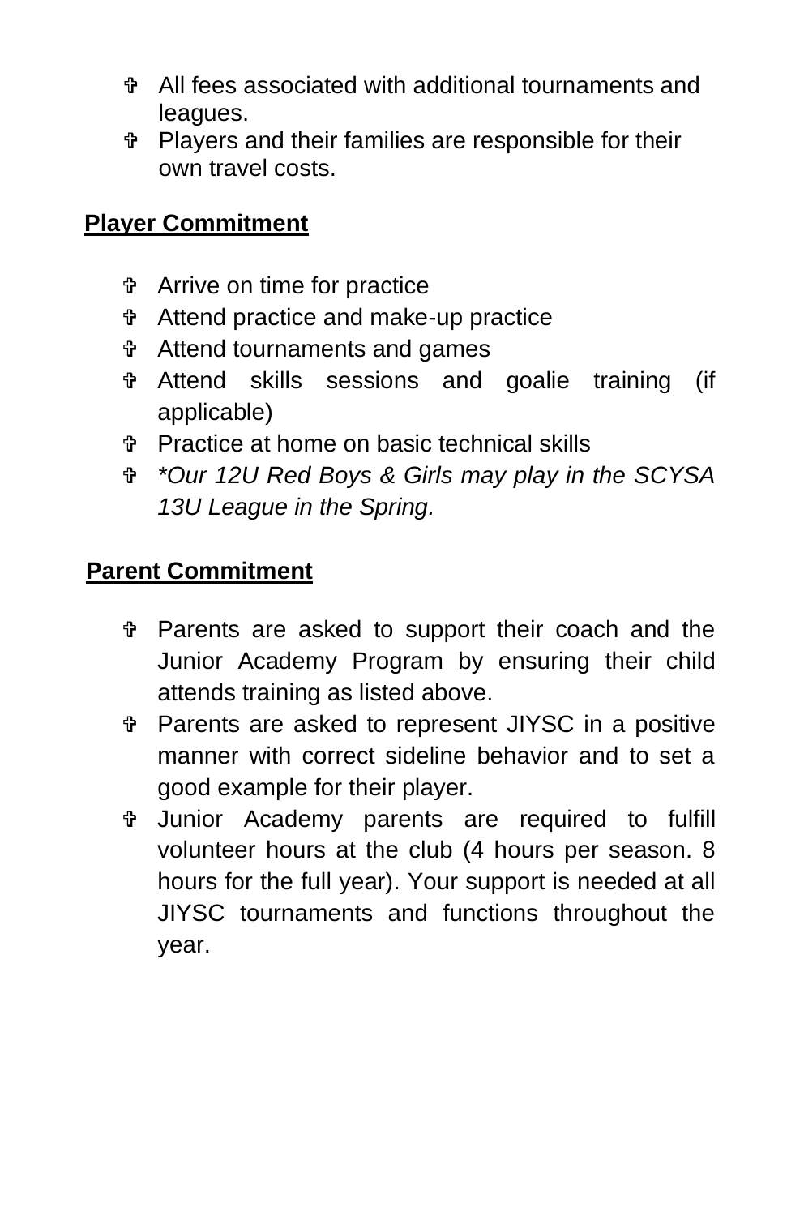- All fees associated with additional tournaments and leagues.
- Players and their families are responsible for their own travel costs.

**Player Commitment**

- Arrive on time for practice
- Attend practice and make-up practice
- Attend tournaments and games
- Attend skills sessions and goalie training (if applicable)
- Practice at home on basic technical skills
- *\*Our 12U Red Boys & Girls may play in the SCYSA 13U League in the Spring.*

**Parent Commitment**

- Parents are asked to support their coach and the Junior Academy Program by ensuring their child attends training as listed above.
- Parents are asked to represent JIYSC in a positive manner with correct sideline behavior and to set a good example for their player.
- Junior Academy parents are required to fulfill volunteer hours at the club (4 hours per season. 8 hours for the full year). Your support is needed at all JIYSC tournaments and functions throughout the year.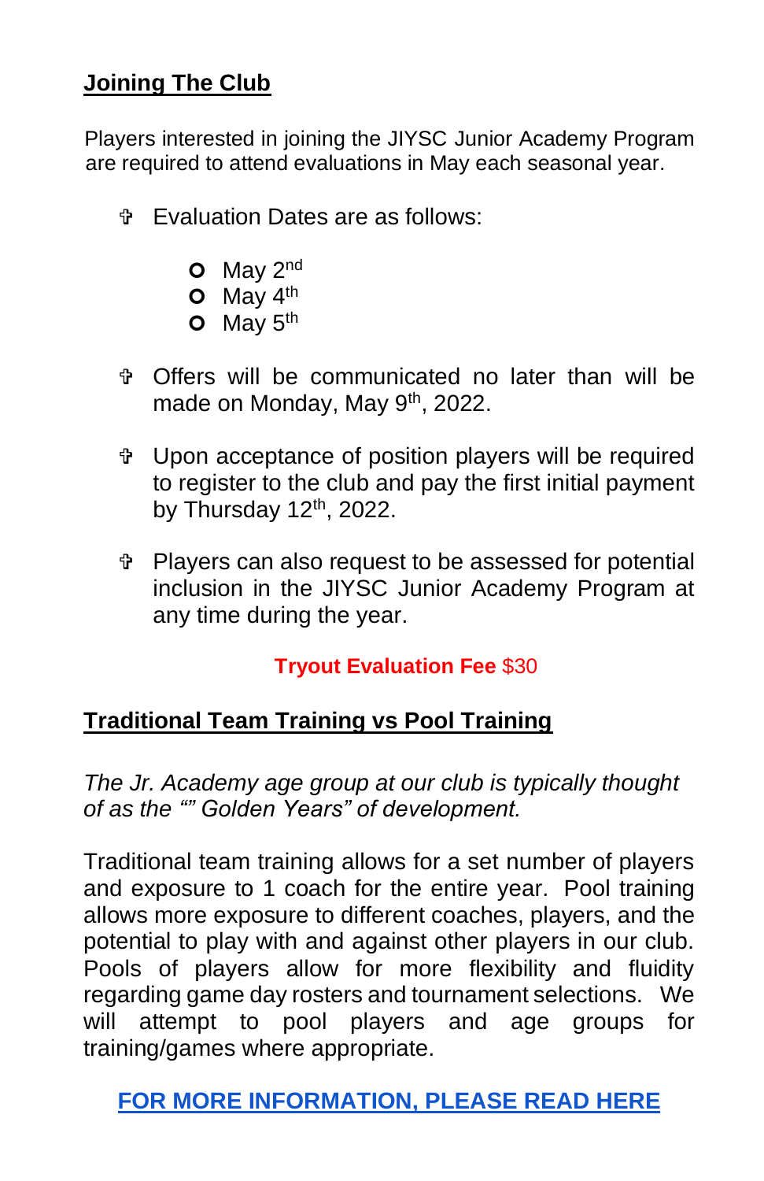## Joining The Club

Players interested in joining the JIYSC Junior Academy Program are required to attend evaluations in May each seasonal year.

- Evaluation Dates are as follows:
    - May 2nd
    - May 4th
    - May 5th
- Offers will be communicated no later than will be made on Monday, May 9th, 2022.
- Upon acceptance of position players will be required to register to the club and pay the first initial payment by Thursday 12th, 2022.
- Players can also request to be assessed for potential inclusion in the JIYSC Junior Academy Program at any time during the year.

**Tryout Evaluation Fee** $30

## Traditional Team Training vs Pool Training

*The Jr. Academy age group at our club is typically thought of as the “” Golden Years” of development.*

Traditional team training allows for a set number of players and exposure to 1 coach for the entire year. Pool training allows more exposure to different coaches, players, and the potential to play with and against other players in our club. Pools of players allow for more flexibility and fluidity regarding game day rosters and tournament selections. We will attempt to pool players and age groups for training/games where appropriate.

**FOR MORE INFORMATION, PLEASE READ HERE**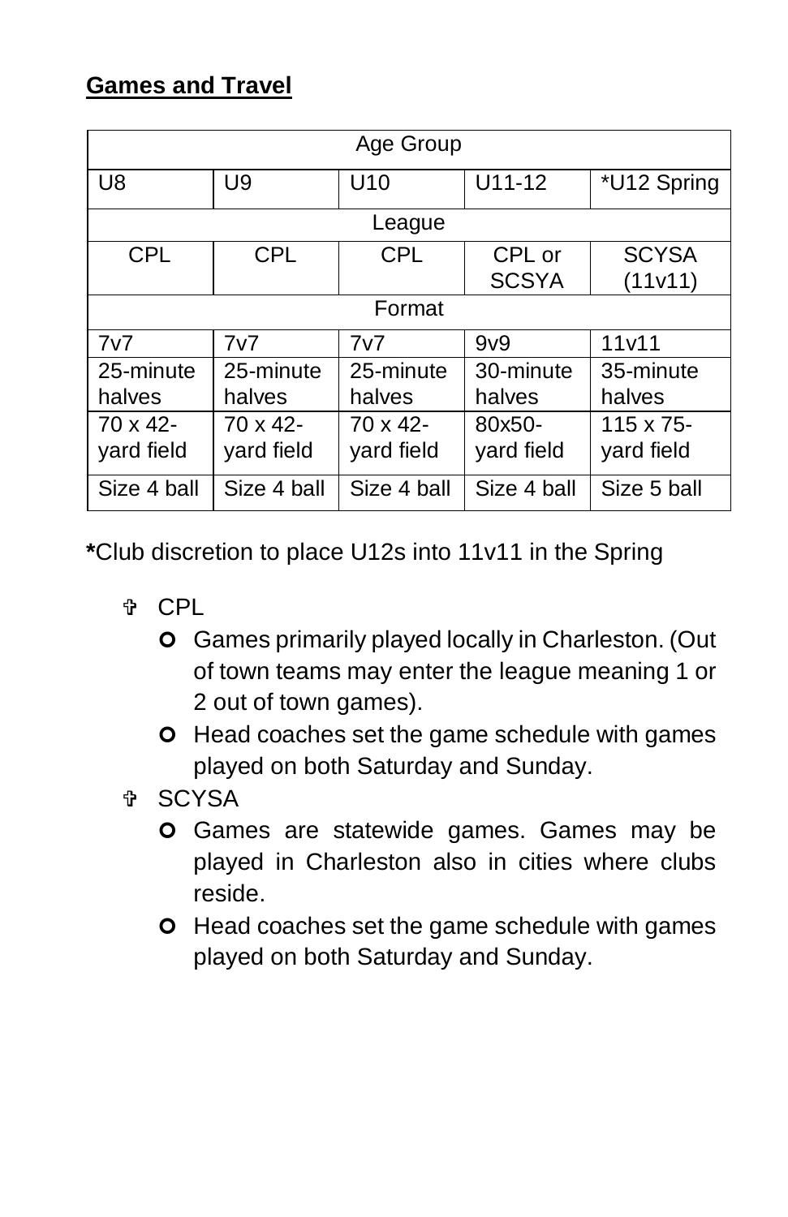**Games and Travel**

| Age Group | | | | |
|---|---|---|---|---|
| U8 | U9 | U10 | U11-12 | *U12 Spring |
| League | | | | |
| CPL | CPL | CPL | CPL or SCSYA | SCYSA (11v11) |
| Format | | | | |
| 7v7 | 7v7 | 7v7 | 9v9 | 11v11 |
| 25-minute halves | 25-minute halves | 25-minute halves | 30-minute halves | 35-minute halves |
| 70 x 42-yard field | 70 x 42-yard field | 70 x 42-yard field | 80x50-yard field | 115 x 75-yard field |
| Size 4 ball | Size 4 ball | Size 4 ball | Size 4 ball | Size 5 ball |

**\***Club discretion to place U12s into 11v11 in the Spring

- CPL
  - Games primarily played locally in Charleston. (Out of town teams may enter the league meaning 1 or 2 out of town games).
  - Head coaches set the game schedule with games played on both Saturday and Sunday.
- SCYSA
  - Games are statewide games. Games may be played in Charleston also in cities where clubs reside.
  - Head coaches set the game schedule with games played on both Saturday and Sunday.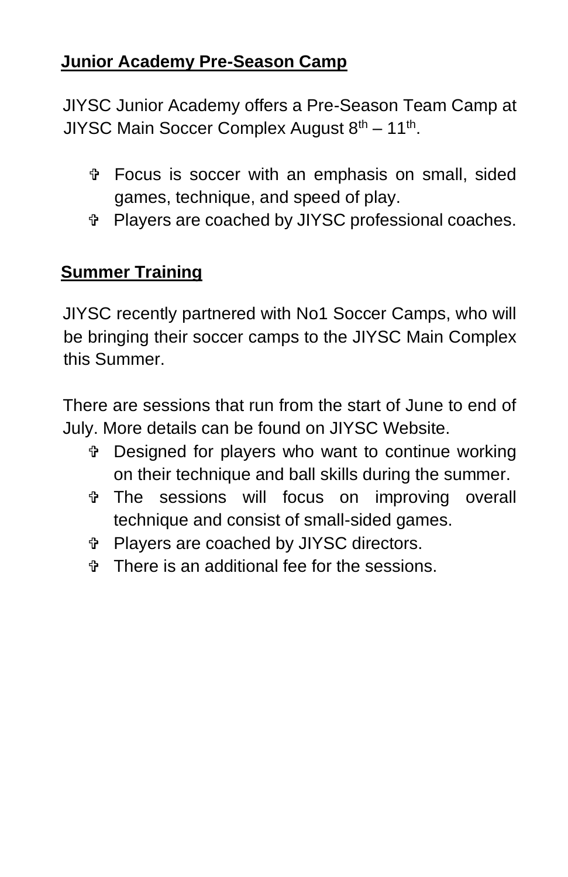## Junior Academy Pre-Season Camp

JIYSC Junior Academy offers a Pre-Season Team Camp at JIYSC Main Soccer Complex August 8th – 11th.

- Focus is soccer with an emphasis on small, sided games, technique, and speed of play.
- Players are coached by JIYSC professional coaches.

## Summer Training

JIYSC recently partnered with No1 Soccer Camps, who will be bringing their soccer camps to the JIYSC Main Complex this Summer.

There are sessions that run from the start of June to end of July. More details can be found on JIYSC Website.

- Designed for players who want to continue working on their technique and ball skills during the summer.
- The sessions will focus on improving overall technique and consist of small-sided games.
- Players are coached by JIYSC directors.
- There is an additional fee for the sessions.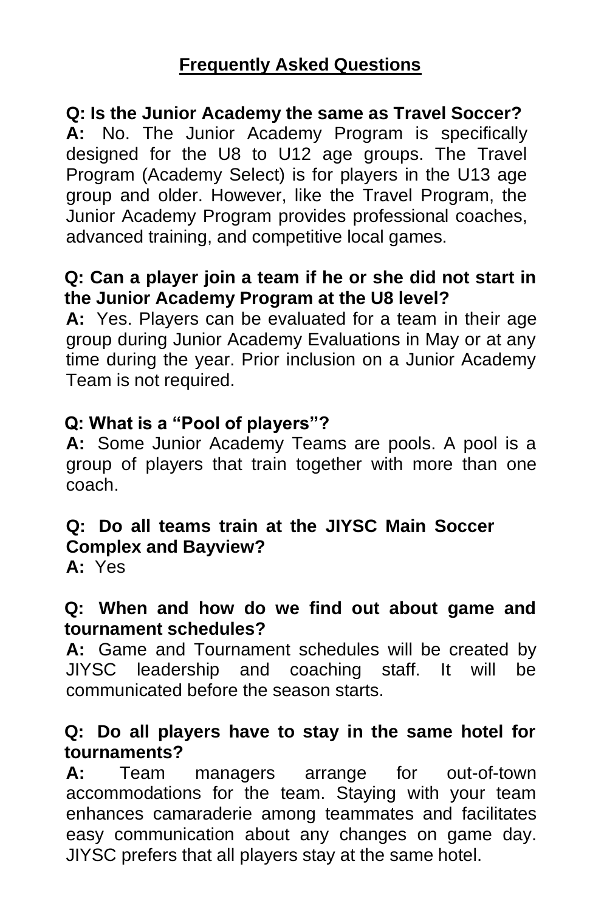## Frequently Asked Questions

**Q: Is the Junior Academy the same as Travel Soccer?**
**A:** No. The Junior Academy Program is specifically designed for the U8 to U12 age groups. The Travel Program (Academy Select) is for players in the U13 age group and older. However, like the Travel Program, the Junior Academy Program provides professional coaches, advanced training, and competitive local games.

**Q: Can a player join a team if he or she did not start in the Junior Academy Program at the U8 level?**
**A:** Yes. Players can be evaluated for a team in their age group during Junior Academy Evaluations in May or at any time during the year. Prior inclusion on a Junior Academy Team is not required.

**Q: What is a "Pool of players"?**
**A:** Some Junior Academy Teams are pools. A pool is a group of players that train together with more than one coach.

**Q: Do all teams train at the JIYSC Main Soccer Complex and Bayview?**
**A:** Yes

**Q: When and how do we find out about game and tournament schedules?**
**A:** Game and Tournament schedules will be created by JIYSC leadership and coaching staff. It will be communicated before the season starts.

**Q: Do all players have to stay in the same hotel for tournaments?**
**A:** Team managers arrange for out-of-town accommodations for the team. Staying with your team enhances camaraderie among teammates and facilitates easy communication about any changes on game day. JIYSC prefers that all players stay at the same hotel.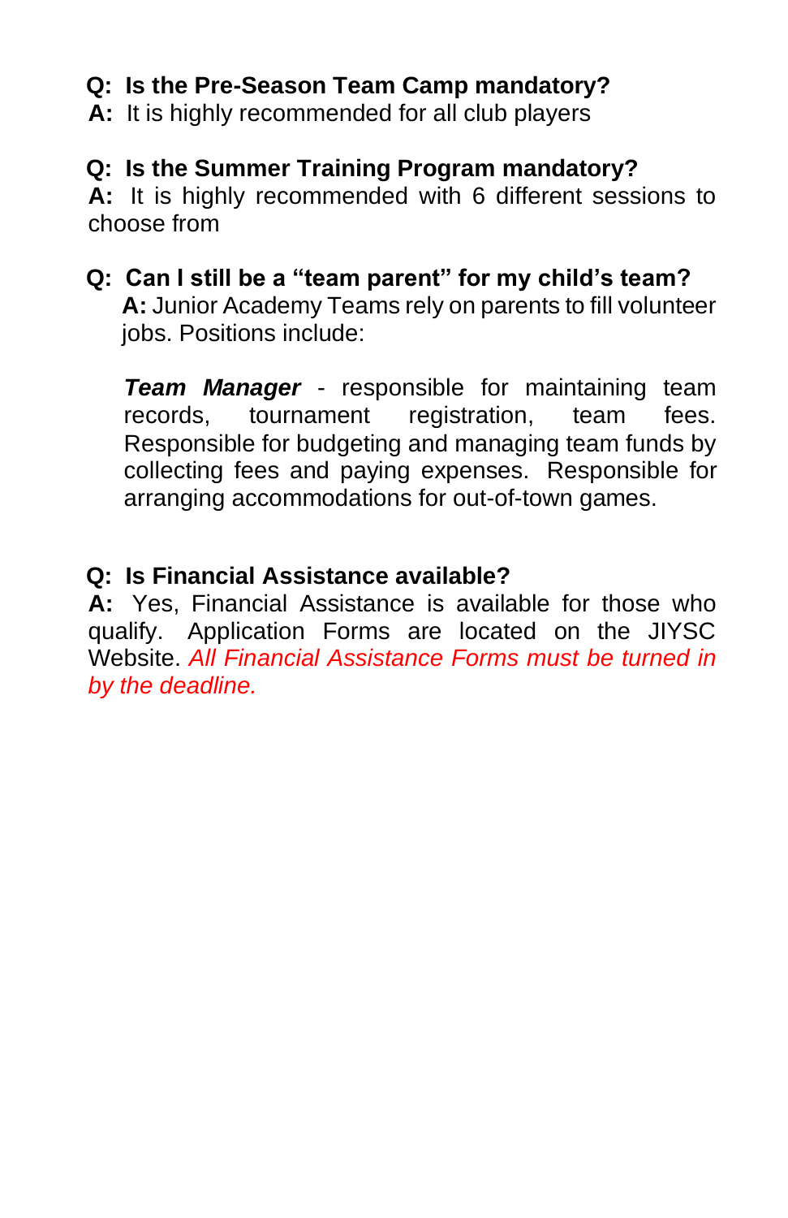**Q: Is the Pre-Season Team Camp mandatory?**
**A:** It is highly recommended for all club players

**Q: Is the Summer Training Program mandatory?**
**A:** It is highly recommended with 6 different sessions to choose from

**Q: Can I still be a "team parent" for my child's team?**
**A:** Junior Academy Teams rely on parents to fill volunteer jobs. Positions include:

***Team Manager*** - responsible for maintaining team records, tournament registration, team fees. Responsible for budgeting and managing team funds by collecting fees and paying expenses. Responsible for arranging accommodations for out-of-town games.

**Q: Is Financial Assistance available?**
**A:** Yes, Financial Assistance is available for those who qualify. Application Forms are located on the JIYSC Website. *All Financial Assistance Forms must be turned in by the deadline.*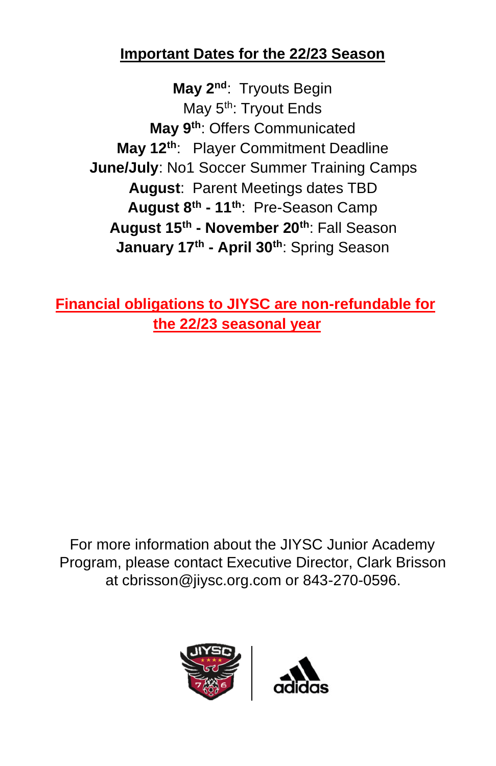## Important Dates for the 22/23 Season

**May 2nd**: Tryouts Begin
May 5th: Tryout Ends
**May 9th**: Offers Communicated
**May 12th**: Player Commitment Deadline
**June/July**: No1 Soccer Summer Training Camps
**August**: Parent Meetings dates TBD
**August 8th - 11th**: Pre-Season Camp
**August 15th - November 20th**: Fall Season
**January 17th - April 30th**: Spring Season

**Financial obligations to JIYSC are non-refundable for the 22/23 seasonal year**

For more information about the JIYSC Junior Academy Program, please contact Executive Director, Clark Brisson at cbrisson@jiysc.org.com or 843-270-0596.